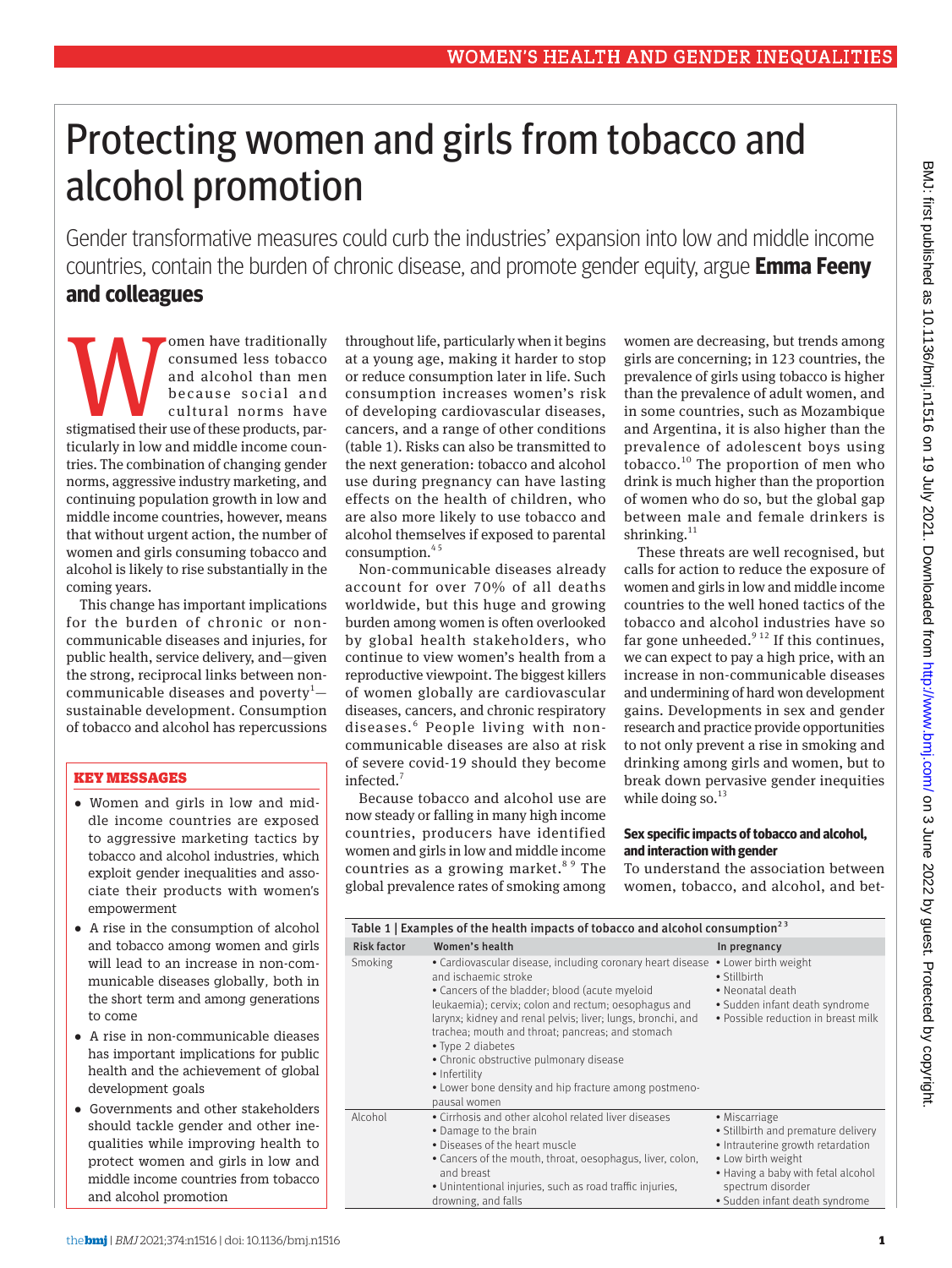# Protecting women and girls from tobacco and alcohol promotion

Gender transformative measures could curb the industries' expansion into low and middle income countries, contain the burden of chronic disease, and promote gender equity, argue **Emma Feeny and colleagues**

Women have traditionally consumed less tobacco and alcohol than men because social and cultural norms have stigmatised their use of these products, particularly in low and middle income countries. The combination of changing gender norms, aggressive industry marketing, and continuing population growth in low and middle income countries, however, means that without urgent action, the number of women and girls consuming tobacco and alcohol is likely to rise substantially in the coming years.

This change has important implications for the burden of chronic or non-communicable diseases and injuries, for public health, service delivery, and—given the strong, reciprocal links between non-communicable diseases and poverty[1]—sustainable development. Consumption of tobacco and alcohol has repercussions throughout life, particularly when it begins at a young age, making it harder to stop or reduce consumption later in life. Such consumption increases women's risk of developing cardiovascular diseases, cancers, and a range of other conditions (table 1). Risks can also be transmitted to the next generation: tobacco and alcohol use during pregnancy can have lasting effects on the health of children, who are also more likely to use tobacco and alcohol themselves if exposed to parental consumption.[4,5]

### KEY MESSAGES

- Women and girls in low and middle income countries are exposed to aggressive marketing tactics by tobacco and alcohol industries, which exploit gender inequalities and associate their products with women's empowerment
- A rise in the consumption of alcohol and tobacco among women and girls will lead to an increase in non-communicable diseases globally, both in the short term and among generations to come
- A rise in non-communicable dieases has important implications for public health and the achievement of global development goals
- Governments and other stakeholders should tackle gender and other inequalities while improving health to protect women and girls in low and middle income countries from tobacco and alcohol promotion

Non-communicable diseases already account for over 70% of all deaths worldwide, but this huge and growing burden among women is often overlooked by global health stakeholders, who continue to view women's health from a reproductive viewpoint. The biggest killers of women globally are cardiovascular diseases, cancers, and chronic respiratory diseases.[6] People living with non-communicable diseases are also at risk of severe covid-19 should they become infected.[7]

Because tobacco and alcohol use are now steady or falling in many high income countries, producers have identified women and girls in low and middle income countries as a growing market.[8,9] The global prevalence rates of smoking among women are decreasing, but trends among girls are concerning; in 123 countries, the prevalence of girls using tobacco is higher than the prevalence of adult women, and in some countries, such as Mozambique and Argentina, it is also higher than the prevalence of adolescent boys using tobacco.[10] The proportion of men who drink is much higher than the proportion of women who do so, but the global gap between male and female drinkers is shrinking.[11]

These threats are well recognised, but calls for action to reduce the exposure of women and girls in low and middle income countries to the well honed tactics of the tobacco and alcohol industries have so far gone unheeded.[9,12] If this continues, we can expect to pay a high price, with an increase in non-communicable diseases and undermining of hard won development gains. Developments in sex and gender research and practice provide opportunities to not only prevent a rise in smoking and drinking among girls and women, but to break down pervasive gender inequities while doing so.[13]

### Sex specific impacts of tobacco and alcohol, and interaction with gender

To understand the association between women, tobacco, and alcohol, and bet-

Table 1 | Examples of the health impacts of tobacco and alcohol consumption[2,3]

| Risk factor | Women's health | In pregnancy |
|---|---|---|
| Smoking | • Cardiovascular disease, including coronary heart disease and ischaemic stroke<br>• Cancers of the bladder; blood (acute myeloid leukaemia); cervix; colon and rectum; oesophagus and larynx; kidney and renal pelvis; liver; lungs, bronchi, and trachea; mouth and throat; pancreas; and stomach<br>• Type 2 diabetes<br>• Chronic obstructive pulmonary disease<br>• Infertility<br>• Lower bone density and hip fracture among postmenopausal women | • Lower birth weight<br>• Stillbirth<br>• Neonatal death<br>• Sudden infant death syndrome<br>• Possible reduction in breast milk |
| Alcohol | • Cirrhosis and other alcohol related liver diseases<br>• Damage to the brain<br>• Diseases of the heart muscle<br>• Cancers of the mouth, throat, oesophagus, liver, colon, and breast<br>• Unintentional injuries, such as road traffic injuries, drowning, and falls | • Miscarriage<br>• Stillbirth and premature delivery<br>• Intrauterine growth retardation<br>• Low birth weight<br>• Having a baby with fetal alcohol spectrum disorder<br>• Sudden infant death syndrome |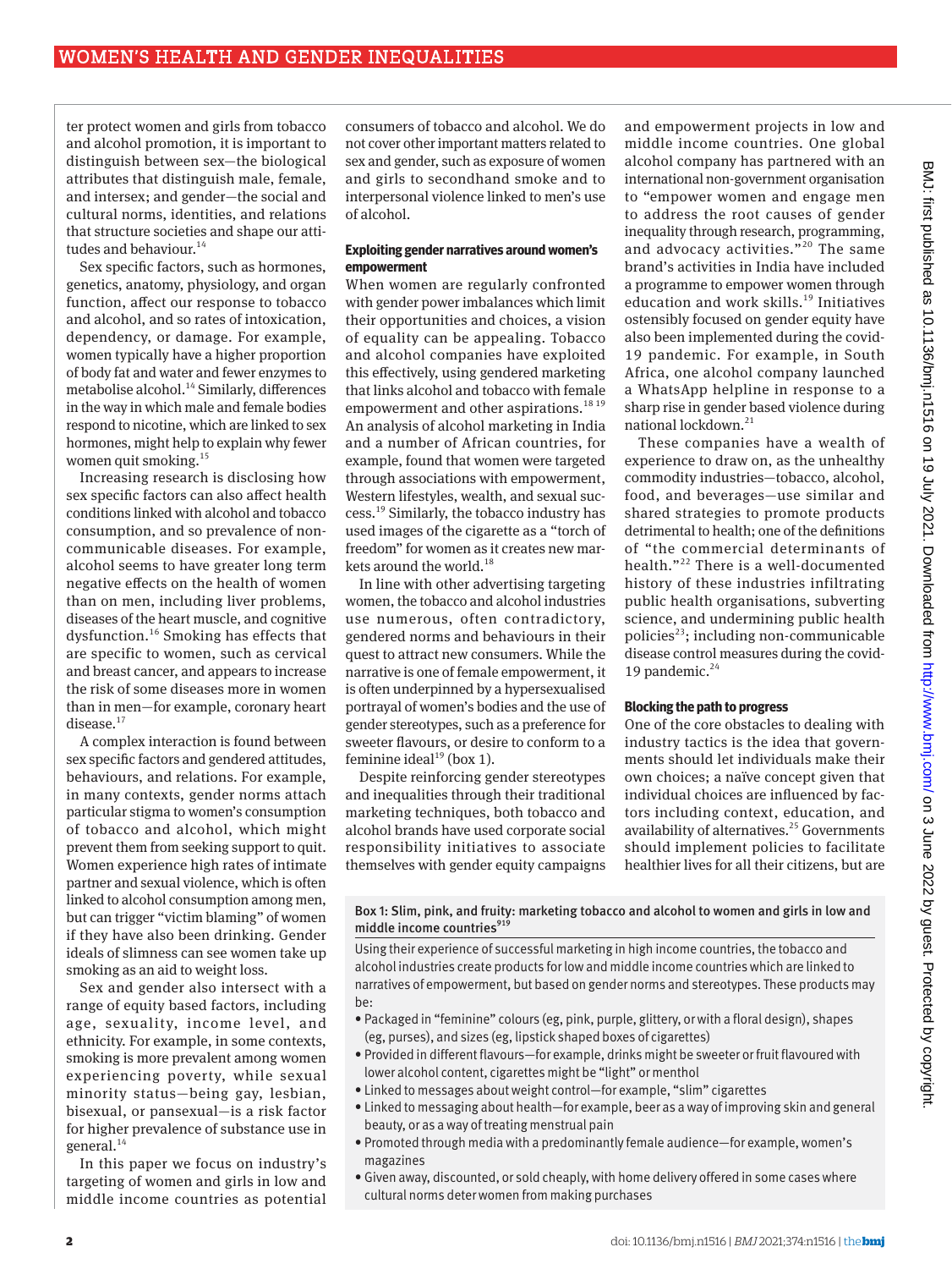ter protect women and girls from tobacco and alcohol promotion, it is important to distinguish between sex—the biological attributes that distinguish male, female, and intersex; and gender—the social and cultural norms, identities, and relations that structure societies and shape our attitudes and behaviour.[14]

Sex specific factors, such as hormones, genetics, anatomy, physiology, and organ function, affect our response to tobacco and alcohol, and so rates of intoxication, dependency, or damage. For example, women typically have a higher proportion of body fat and water and fewer enzymes to metabolise alcohol.[14] Similarly, differences in the way in which male and female bodies respond to nicotine, which are linked to sex hormones, might help to explain why fewer women quit smoking.[15]

Increasing research is disclosing how sex specific factors can also affect health conditions linked with alcohol and tobacco consumption, and so prevalence of non-communicable diseases. For example, alcohol seems to have greater long term negative effects on the health of women than on men, including liver problems, diseases of the heart muscle, and cognitive dysfunction.[16] Smoking has effects that are specific to women, such as cervical and breast cancer, and appears to increase the risk of some diseases more in women than in men—for example, coronary heart disease.[17]

A complex interaction is found between sex specific factors and gendered attitudes, behaviours, and relations. For example, in many contexts, gender norms attach particular stigma to women's consumption of tobacco and alcohol, which might prevent them from seeking support to quit. Women experience high rates of intimate partner and sexual violence, which is often linked to alcohol consumption among men, but can trigger "victim blaming" of women if they have also been drinking. Gender ideals of slimness can see women take up smoking as an aid to weight loss.

Sex and gender also intersect with a range of equity based factors, including age, sexuality, income level, and ethnicity. For example, in some contexts, smoking is more prevalent among women experiencing poverty, while sexual minority status—being gay, lesbian, bisexual, or pansexual—is a risk factor for higher prevalence of substance use in general.[14]

In this paper we focus on industry's targeting of women and girls in low and middle income countries as potential consumers of tobacco and alcohol. We do not cover other important matters related to sex and gender, such as exposure of women and girls to secondhand smoke and to interpersonal violence linked to men's use of alcohol.

### Exploiting gender narratives around women's empowerment

When women are regularly confronted with gender power imbalances which limit their opportunities and choices, a vision of equality can be appealing. Tobacco and alcohol companies have exploited this effectively, using gendered marketing that links alcohol and tobacco with female empowerment and other aspirations.[18,19] An analysis of alcohol marketing in India and a number of African countries, for example, found that women were targeted through associations with empowerment, Western lifestyles, wealth, and sexual success.[19] Similarly, the tobacco industry has used images of the cigarette as a "torch of freedom" for women as it creates new markets around the world.[18]

In line with other advertising targeting women, the tobacco and alcohol industries use numerous, often contradictory, gendered norms and behaviours in their quest to attract new consumers. While the narrative is one of female empowerment, it is often underpinned by a hypersexualised portrayal of women's bodies and the use of gender stereotypes, such as a preference for sweeter flavours, or desire to conform to a feminine ideal[19] (box 1).

Despite reinforcing gender stereotypes and inequalities through their traditional marketing techniques, both tobacco and alcohol brands have used corporate social responsibility initiatives to associate themselves with gender equity campaigns and empowerment projects in low and middle income countries. One global alcohol company has partnered with an international non-government organisation to "empower women and engage men to address the root causes of gender inequality through research, programming, and advocacy activities."[20] The same brand's activities in India have included a programme to empower women through education and work skills.[19] Initiatives ostensibly focused on gender equity have also been implemented during the covid-19 pandemic. For example, in South Africa, one alcohol company launched a WhatsApp helpline in response to a sharp rise in gender based violence during national lockdown.[21]

These companies have a wealth of experience to draw on, as the unhealthy commodity industries—tobacco, alcohol, food, and beverages—use similar and shared strategies to promote products detrimental to health; one of the definitions of "the commercial determinants of health."[22] There is a well-documented history of these industries infiltrating public health organisations, subverting science, and undermining public health policies[23]; including non-communicable disease control measures during the covid-19 pandemic.[24]

### Blocking the path to progress

One of the core obstacles to dealing with industry tactics is the idea that governments should let individuals make their own choices; a naïve concept given that individual choices are influenced by factors including context, education, and availability of alternatives.[25] Governments should implement policies to facilitate healthier lives for all their citizens, but are

**Box 1: Slim, pink, and fruity: marketing tobacco and alcohol to women and girls in low and middle income countries[9,19]**

Using their experience of successful marketing in high income countries, the tobacco and alcohol industries create products for low and middle income countries which are linked to narratives of empowerment, but based on gender norms and stereotypes. These products may be:

- Packaged in "feminine" colours (eg, pink, purple, glittery, or with a floral design), shapes (eg, purses), and sizes (eg, lipstick shaped boxes of cigarettes)
- Provided in different flavours—for example, drinks might be sweeter or fruit flavoured with lower alcohol content, cigarettes might be "light" or menthol
- Linked to messages about weight control—for example, "slim" cigarettes
- Linked to messaging about health—for example, beer as a way of improving skin and general beauty, or as a way of treating menstrual pain
- Promoted through media with a predominantly female audience—for example, women's magazines
- Given away, discounted, or sold cheaply, with home delivery offered in some cases where cultural norms deter women from making purchases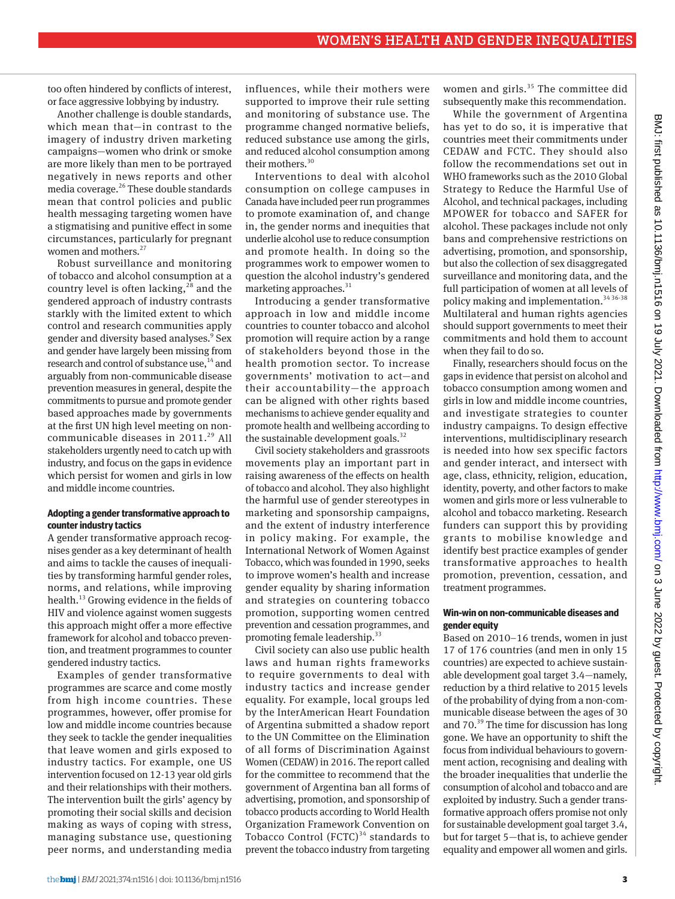too often hindered by conflicts of interest, or face aggressive lobbying by industry.

Another challenge is double standards, which mean that—in contrast to the imagery of industry driven marketing campaigns—women who drink or smoke are more likely than men to be portrayed negatively in news reports and other media coverage.[26] These double standards mean that control policies and public health messaging targeting women have a stigmatising and punitive effect in some circumstances, particularly for pregnant women and mothers.[27]

Robust surveillance and monitoring of tobacco and alcohol consumption at a country level is often lacking,[28] and the gendered approach of industry contrasts starkly with the limited extent to which control and research communities apply gender and diversity based analyses.[9] Sex and gender have largely been missing from research and control of substance use,[14] and arguably from non-communicable disease prevention measures in general, despite the commitments to pursue and promote gender based approaches made by governments at the first UN high level meeting on non-communicable diseases in 2011.[29] All stakeholders urgently need to catch up with industry, and focus on the gaps in evidence which persist for women and girls in low and middle income countries.

#### Adopting a gender transformative approach to counter industry tactics

A gender transformative approach recognises gender as a key determinant of health and aims to tackle the causes of inequalities by transforming harmful gender roles, norms, and relations, while improving health.[13] Growing evidence in the fields of HIV and violence against women suggests this approach might offer a more effective framework for alcohol and tobacco prevention, and treatment programmes to counter gendered industry tactics.

Examples of gender transformative programmes are scarce and come mostly from high income countries. These programmes, however, offer promise for low and middle income countries because they seek to tackle the gender inequalities that leave women and girls exposed to industry tactics. For example, one US intervention focused on 12-13 year old girls and their relationships with their mothers. The intervention built the girls' agency by promoting their social skills and decision making as ways of coping with stress, managing substance use, questioning peer norms, and understanding media influences, while their mothers were supported to improve their rule setting and monitoring of substance use. The programme changed normative beliefs, reduced substance use among the girls, and reduced alcohol consumption among their mothers.[30]

Interventions to deal with alcohol consumption on college campuses in Canada have included peer run programmes to promote examination of, and change in, the gender norms and inequities that underlie alcohol use to reduce consumption and promote health. In doing so the programmes work to empower women to question the alcohol industry's gendered marketing approaches.[31]

Introducing a gender transformative approach in low and middle income countries to counter tobacco and alcohol promotion will require action by a range of stakeholders beyond those in the health promotion sector. To increase governments' motivation to act—and their accountability—the approach can be aligned with other rights based mechanisms to achieve gender equality and promote health and wellbeing according to the sustainable development goals.[32]

Civil society stakeholders and grassroots movements play an important part in raising awareness of the effects on health of tobacco and alcohol. They also highlight the harmful use of gender stereotypes in marketing and sponsorship campaigns, and the extent of industry interference in policy making. For example, the International Network of Women Against Tobacco, which was founded in 1990, seeks to improve women's health and increase gender equality by sharing information and strategies on countering tobacco promotion, supporting women centred prevention and cessation programmes, and promoting female leadership.[33]

Civil society can also use public health laws and human rights frameworks to require governments to deal with industry tactics and increase gender equality. For example, local groups led by the InterAmerican Heart Foundation of Argentina submitted a shadow report to the UN Committee on the Elimination of all forms of Discrimination Against Women (CEDAW) in 2016. The report called for the committee to recommend that the government of Argentina ban all forms of advertising, promotion, and sponsorship of tobacco products according to World Health Organization Framework Convention on Tobacco Control (FCTC)[34] standards to prevent the tobacco industry from targeting women and girls.[35] The committee did subsequently make this recommendation.

While the government of Argentina has yet to do so, it is imperative that countries meet their commitments under CEDAW and FCTC. They should also follow the recommendations set out in WHO frameworks such as the 2010 Global Strategy to Reduce the Harmful Use of Alcohol, and technical packages, including MPOWER for tobacco and SAFER for alcohol. These packages include not only bans and comprehensive restrictions on advertising, promotion, and sponsorship, but also the collection of sex disaggregated surveillance and monitoring data, and the full participation of women at all levels of policy making and implementation.[34,36-38] Multilateral and human rights agencies should support governments to meet their commitments and hold them to account when they fail to do so.

Finally, researchers should focus on the gaps in evidence that persist on alcohol and tobacco consumption among women and girls in low and middle income countries, and investigate strategies to counter industry campaigns. To design effective interventions, multidisciplinary research is needed into how sex specific factors and gender interact, and intersect with age, class, ethnicity, religion, education, identity, poverty, and other factors to make women and girls more or less vulnerable to alcohol and tobacco marketing. Research funders can support this by providing grants to mobilise knowledge and identify best practice examples of gender transformative approaches to health promotion, prevention, cessation, and treatment programmes.

#### Win-win on non-communicable diseases and gender equity

Based on 2010–16 trends, women in just 17 of 176 countries (and men in only 15 countries) are expected to achieve sustainable development goal target 3.4—namely, reduction by a third relative to 2015 levels of the probability of dying from a non-communicable disease between the ages of 30 and 70.[39] The time for discussion has long gone. We have an opportunity to shift the focus from individual behaviours to government action, recognising and dealing with the broader inequalities that underlie the consumption of alcohol and tobacco and are exploited by industry. Such a gender transformative approach offers promise not only for sustainable development goal target 3.4, but for target 5—that is, to achieve gender equality and empower all women and girls.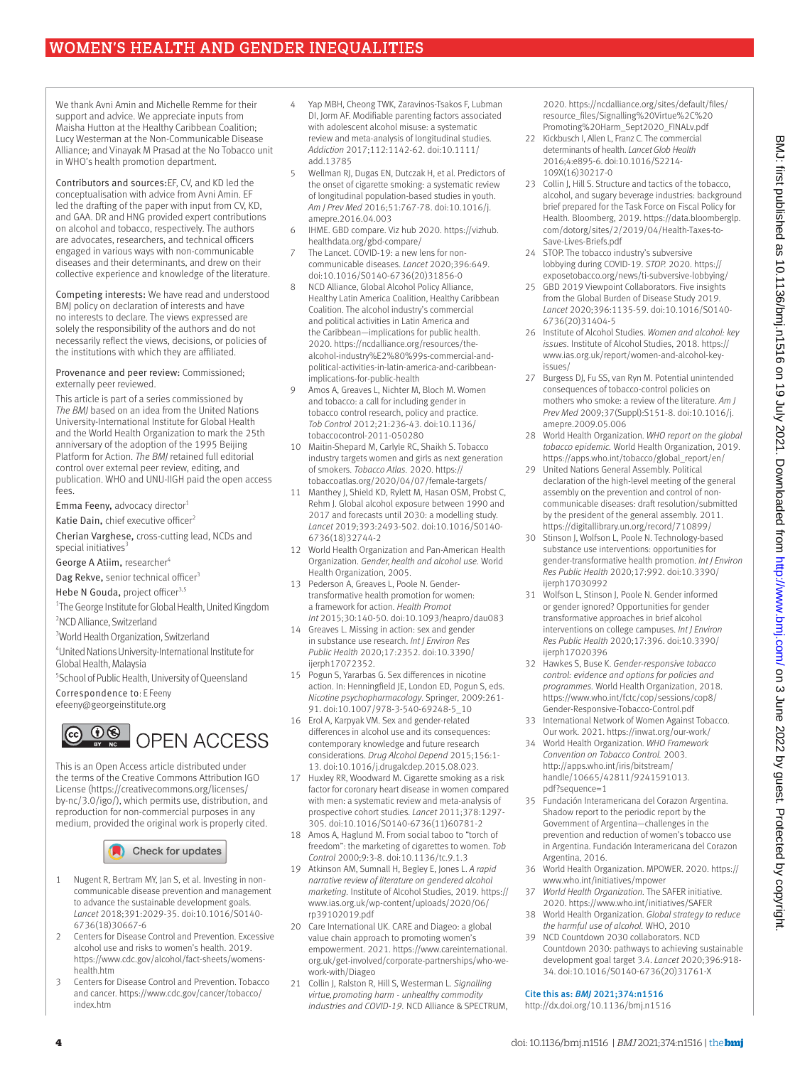We thank Avni Amin and Michelle Remme for their support and advice. We appreciate inputs from Maisha Hutton at the Healthy Caribbean Coalition; Lucy Westerman at the Non-Communicable Disease Alliance; and Vinayak M Prasad at the No Tobacco unit in WHO's health promotion department.

**Contributors and sources:** EF, CV, and KD led the conceptualisation with advice from Avni Amin. EF led the drafting of the paper with input from CV, KD, and GAA. DR and HNG provided expert contributions on alcohol and tobacco, respectively. The authors are advocates, researchers, and technical officers engaged in various ways with non-communicable diseases and their determinants, and drew on their collective experience and knowledge of the literature.

**Competing interests:** We have read and understood BMJ policy on declaration of interests and have no interests to declare. The views expressed are solely the responsibility of the authors and do not necessarily reflect the views, decisions, or policies of the institutions with which they are affiliated.

**Provenance and peer review:** Commissioned; externally peer reviewed.

This article is part of a series commissioned by *The BMJ* based on an idea from the United Nations University-International Institute for Global Health and the World Health Organization to mark the 25th anniversary of the adoption of the 1995 Beijing Platform for Action. *The BMJ* retained full editorial control over external peer review, editing, and publication. WHO and UNU-IIGH paid the open access fees.

**Emma Feeny,** advocacy director[1]

**Katie Dain,** chief executive officer[2]

**Cherian Varghese,** cross-cutting lead, NCDs and special initiatives[3]

**George A Atiim,** researcher[4]

**Dag Rekve,** senior technical officer[3]

**Hebe N Gouda,** project officer[3,5]

[1]The George Institute for Global Health, United Kingdom

[2]NCD Alliance, Switzerland

[3]World Health Organization, Switzerland

[4]United Nations University-International Institute for Global Health, Malaysia

[5]School of Public Health, University of Queensland

Correspondence to: E Feeny efeeny@georgeinstitute.org

OPEN ACCESS

This is an Open Access article distributed under the terms of the Creative Commons Attribution IGO License (https://creativecommons.org/licenses/by-nc/3.0/igo/), which permits use, distribution, and reproduction for non-commercial purposes in any medium, provided the original work is properly cited.

1. Nugent R, Bertram MY, Jan S, et al. Investing in non-communicable disease prevention and management to advance the sustainable development goals. *Lancet* 2018;391:2029-35. doi:10.1016/S0140-6736(18)30667-6
2. Centers for Disease Control and Prevention. Excessive alcohol use and risks to women's health. 2019. https://www.cdc.gov/alcohol/fact-sheets/womens-health.htm
3. Centers for Disease Control and Prevention. Tobacco and cancer. https://www.cdc.gov/cancer/tobacco/index.htm
4. Yap MBH, Cheong TWK, Zaravinos-Tsakos F, Lubman DI, Jorm AF. Modifiable parenting factors associated with adolescent alcohol misuse: a systematic review and meta-analysis of longitudinal studies. *Addiction* 2017;112:1142-62. doi:10.1111/add.13785
5. Wellman RJ, Dugas EN, Dutczak H, et al. Predictors of the onset of cigarette smoking: a systematic review of longitudinal population-based studies in youth. *Am J Prev Med* 2016;51:767-78. doi:10.1016/j.amepre.2016.04.003
6. IHME. GBD compare. Viz hub 2020. https://vizhub.healthdata.org/gbd-compare/
7. The Lancet. COVID-19: a new lens for non-communicable diseases. *Lancet* 2020;396:649. doi:10.1016/S0140-6736(20)31856-0
8. NCD Alliance, Global Alcohol Policy Alliance, Healthy Latin America Coalition, Healthy Caribbean Coalition. The alcohol industry's commercial and political activities in Latin America and the Caribbean—implications for public health. 2020. https://ncdalliance.org/resources/the-alcohol-industry%E2%80%99s-commercial-and-political-activities-in-latin-america-and-caribbean-implications-for-public-health
9. Amos A, Greaves L, Nichter M, Bloch M. Women and tobacco: a call for including gender in tobacco control research, policy and practice. *Tob Control* 2012;21:236-43. doi:10.1136/tobaccocontrol-2011-050280
10. Maitin-Shepard M, Carlyle RC, Shaikh S. Tobacco industry targets women and girls as next generation of smokers. *Tobacco Atlas.* 2020. https://tobaccoatlas.org/2020/04/07/female-targets/
11. Manthey J, Shield KD, Rylett M, Hasan OSM, Probst C, Rehm J. Global alcohol exposure between 1990 and 2017 and forecasts until 2030: a modelling study. *Lancet* 2019;393:2493-502. doi:10.1016/S0140-6736(18)32744-2
12. World Health Organization and Pan-American Health Organization. *Gender, health and alcohol use.* World Health Organization, 2005.
13. Pederson A, Greaves L, Poole N. Gender-transformative health promotion for women: a framework for action. *Health Promot Int* 2015;30:140-50. doi:10.1093/heapro/dau083
14. Greaves L. Missing in action: sex and gender in substance use research. *Int J Environ Res Public Health* 2020;17:2352. doi:10.3390/ijerph17072352.
15. Pogun S, Yararbas G. Sex differences in nicotine action. In: Henningfield JE, London ED, Pogun S, eds. *Nicotine psychopharmacology.* Springer, 2009:261-91. doi:10.1007/978-3-540-69248-5_10
16. Erol A, Karpyak VM. Sex and gender-related differences in alcohol use and its consequences: contemporary knowledge and future research considerations. *Drug Alcohol Depend* 2015;156:1-13. doi:10.1016/j.drugalcdep.2015.08.023.
17. Huxley RR, Woodward M. Cigarette smoking as a risk factor for coronary heart disease in women compared with men: a systematic review and meta-analysis of prospective cohort studies. *Lancet* 2011;378:1297-305. doi:10.1016/S0140-6736(11)60781-2
18. Amos A, Haglund M. From social taboo to "torch of freedom": the marketing of cigarettes to women. *Tob Control* 2000;9:3-8. doi:10.1136/tc.9.1.3
19. Atkinson AM, Sumnall H, Begley E, Jones L. *A rapid narrative review of literature on gendered alcohol marketing.* Institute of Alcohol Studies, 2019. https://www.ias.org.uk/wp-content/uploads/2020/06/rp39102019.pdf
20. Care International UK. CARE and Diageo: a global value chain approach to promoting women's empowerment. 2021. https://www.careinternational.org.uk/get-involved/corporate-partnerships/who-we-work-with/Diageo
21. Collin J, Ralston R, Hill S, Westerman L. *Signalling virtue, promoting harm - unhealthy commodity industries and COVID-19.* NCD Alliance & SPECTRUM, 2020. https://ncdalliance.org/sites/default/files/resource_files/Signalling%20Virtue%2C%20Promoting%20Harm_Sept2020_FINALv.pdf
22. Kickbusch I, Allen L, Franz C. The commercial determinants of health. *Lancet Glob Health* 2016;4:e895-6. doi:10.1016/S2214-109X(16)30217-0
23. Collin J, Hill S. Structure and tactics of the tobacco, alcohol, and sugary beverage industries: background brief prepared for the Task Force on Fiscal Policy for Health. Bloomberg, 2019. https://data.bloomberglp.com/dotorg/sites/2/2019/04/Health-Taxes-to-Save-Lives-Briefs.pdf
24. STOP. The tobacco industry's subversive lobbying during COVID-19. *STOP.* 2020. https://exposetobacco.org/news/ti-subversive-lobbying/
25. GBD 2019 Viewpoint Collaborators. Five insights from the Global Burden of Disease Study 2019. *Lancet* 2020;396:1135-59. doi:10.1016/S0140-6736(20)31404-5
26. Institute of Alcohol Studies. *Women and alcohol: key issues.* Institute of Alcohol Studies, 2018. https://www.ias.org.uk/report/women-and-alcohol-key-issues/
27. Burgess DJ, Fu SS, van Ryn M. Potential unintended consequences of tobacco-control policies on mothers who smoke: a review of the literature. *Am J Prev Med* 2009;37(Suppl):S151-8. doi:10.1016/j.amepre.2009.05.006
28. World Health Organization. *WHO report on the global tobacco epidemic.* World Health Organization, 2019. https://apps.who.int/tobacco/global_report/en/
29. United Nations General Assembly. Political declaration of the high-level meeting of the general assembly on the prevention and control of non-communicable diseases: draft resolution/submitted by the president of the general assembly. 2011. https://digitallibrary.un.org/record/710899/
30. Stinson J, Wolfson L, Poole N. Technology-based substance use interventions: opportunities for gender-transformative health promotion. *Int J Environ Res Public Health* 2020;17:992. doi:10.3390/ijerph17030992
31. Wolfson L, Stinson J, Poole N. Gender informed or gender ignored? Opportunities for gender transformative approaches in brief alcohol interventions on college campuses. *Int J Environ Res Public Health* 2020;17:396. doi:10.3390/ijerph17020396
32. Hawkes S, Buse K. *Gender-responsive tobacco control: evidence and options for policies and programmes.* World Health Organization, 2018. https://www.who.int/fctc/cop/sessions/cop8/Gender-Responsive-Tobacco-Control.pdf
33. International Network of Women Against Tobacco. Our work. 2021. https://inwat.org/our-work/
34. World Health Organization. *WHO Framework Convention on Tobacco Control.* 2003. http://apps.who.int/iris/bitstream/handle/10665/42811/9241591013.pdf?sequence=1
35. Fundación Interamericana del Corazon Argentina. Shadow report to the periodic report by the Government of Argentina—challenges in the prevention and reduction of women's tobacco use in Argentina. Fundación Interamericana del Corazon Argentina, 2016.
36. World Health Organization. MPOWER. 2020. https://www.who.int/initiatives/mpower
37. *World Health Organization.* The SAFER initiative. 2020. https://www.who.int/initiatives/SAFER
38. World Health Organization. *Global strategy to reduce the harmful use of alcohol.* WHO, 2010
39. NCD Countdown 2030 collaborators. NCD Countdown 2030: pathways to achieving sustainable development goal target 3.4. *Lancet* 2020;396:918-34. doi:10.1016/S0140-6736(20)31761-X

**Cite this as:** ***BMJ* 2021;374:n1516**
http://dx.doi.org/10.1136/bmj.n1516